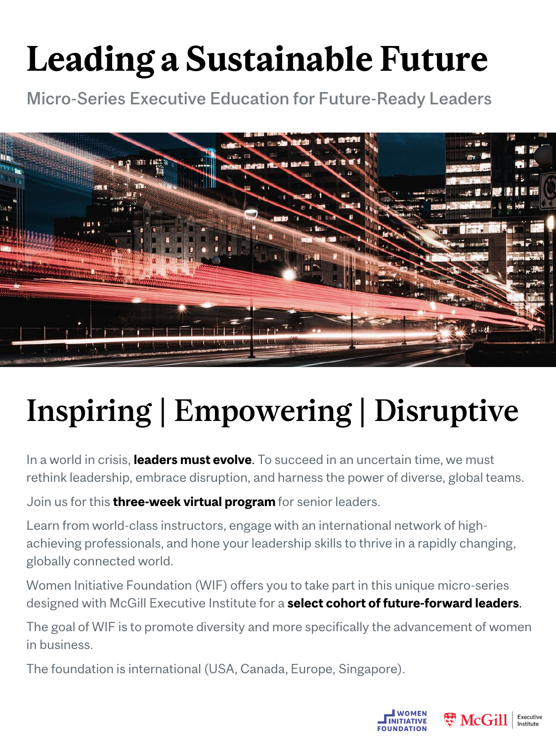# Leading a Sustainable Future

Micro-Series Executive Education for Future-Ready Leaders

## Inspiring | Empowering | Disruptive

In a world in crisis, **leaders must evolve**. To succeed in an uncertain time, we must rethink leadership, embrace disruption, and harness the power of diverse, global teams.

Join us for this **three-week virtual program** for senior leaders.

Learn from world-class instructors, engage with an international network of high-achieving professionals, and hone your leadership skills to thrive in a rapidly changing, globally connected world.

Women Initiative Foundation (WIF) offers you to take part in this unique micro-series designed with McGill Executive Institute for a **select cohort of future-forward leaders**.

The goal of WIF is to promote diversity and more specifically the advancement of women in business.

The foundation is international (USA, Canada, Europe, Singapore).

WOMEN INITIATIVE FOUNDATION

McGill | Executive Institute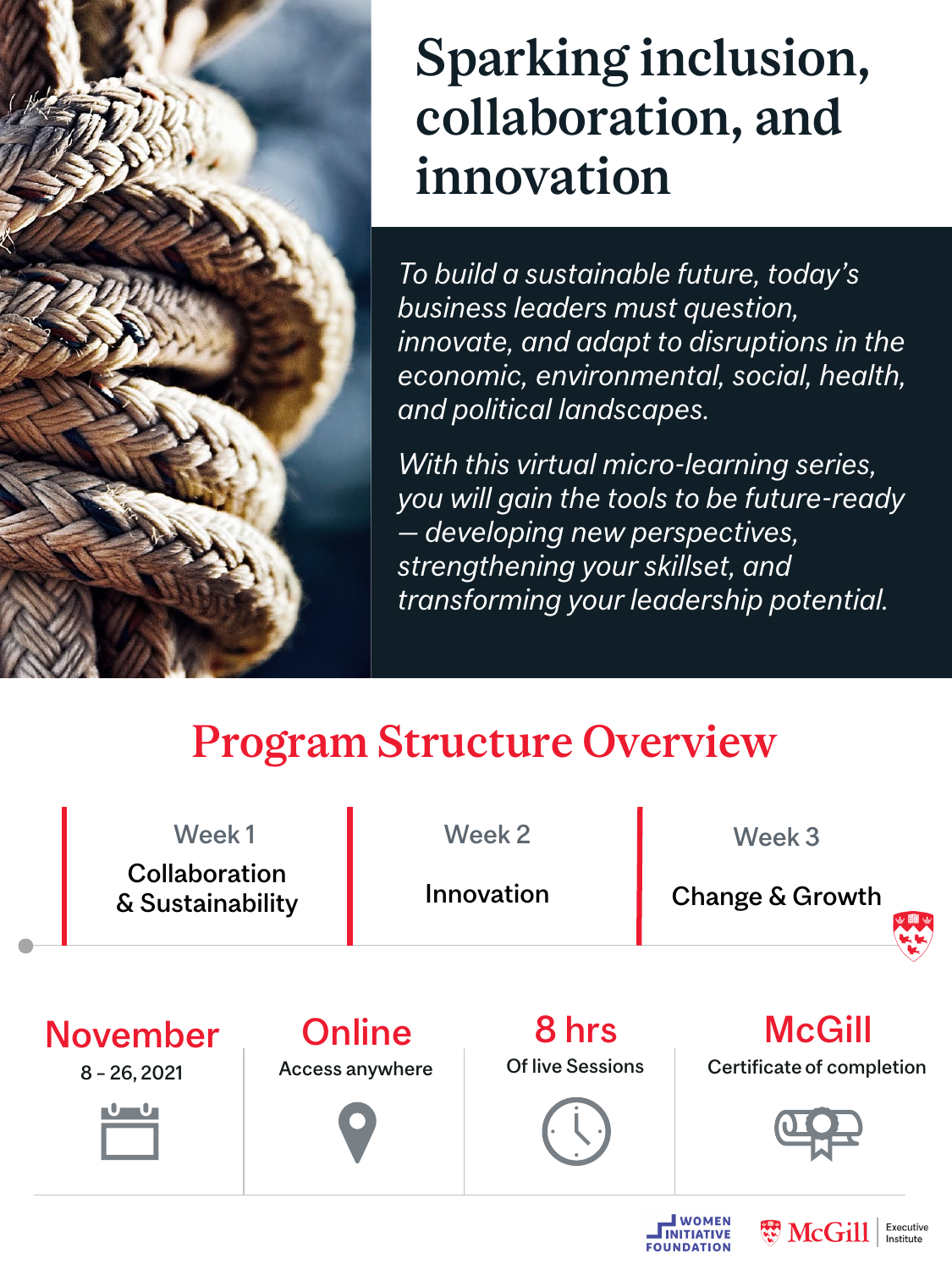# Sparking inclusion, collaboration, and innovation

*To build a sustainable future, today's business leaders must question, innovate, and adapt to disruptions in the economic, environmental, social, health, and political landscapes.*

*With this virtual micro-learning series, you will gain the tools to be future-ready — developing new perspectives, strengthening your skillset, and transforming your leadership potential.*

## Program Structure Overview

| Week 1 | Week 2 | Week 3 |
|---|---|---|
| Collaboration & Sustainability | Innovation | Change & Growth |

**November**
8 – 26, 2021

**Online**
Access anywhere

**8 hrs**
Of live Sessions

**McGill**
Certificate of completion

WOMEN INITIATIVE FOUNDATION

McGill Executive Institute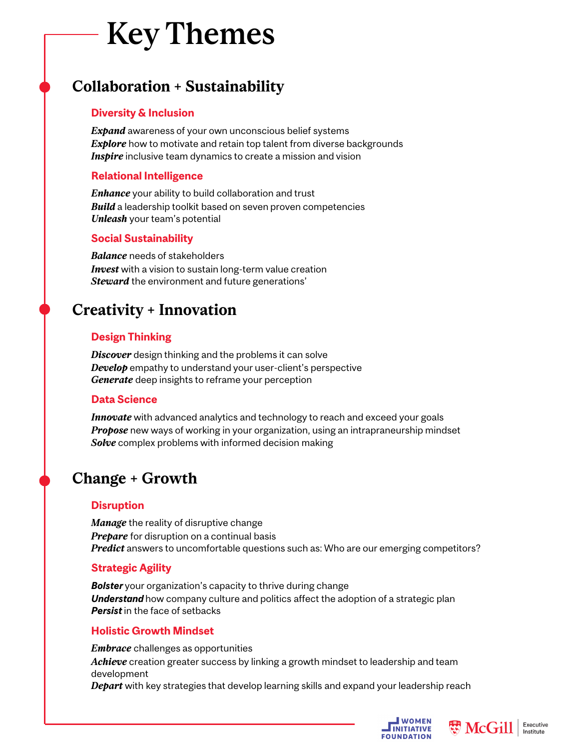# Key Themes

## Collaboration + Sustainability

### Diversity & Inclusion

***Expand*** awareness of your own unconscious belief systems
***Explore*** how to motivate and retain top talent from diverse backgrounds
***Inspire*** inclusive team dynamics to create a mission and vision

### Relational Intelligence

***Enhance*** your ability to build collaboration and trust
***Build*** a leadership toolkit based on seven proven competencies
***Unleash*** your team's potential

### Social Sustainability

***Balance*** needs of stakeholders
***Invest*** with a vision to sustain long-term value creation
***Steward*** the environment and future generations'

## Creativity + Innovation

### Design Thinking

***Discover*** design thinking and the problems it can solve
***Develop*** empathy to understand your user-client's perspective
***Generate*** deep insights to reframe your perception

### Data Science

***Innovate*** with advanced analytics and technology to reach and exceed your goals
***Propose*** new ways of working in your organization, using an intrapraneurship mindset
***Solve*** complex problems with informed decision making

## Change + Growth

### Disruption

***Manage*** the reality of disruptive change
***Prepare*** for disruption on a continual basis
***Predict*** answers to uncomfortable questions such as: Who are our emerging competitors?

### Strategic Agility

***Bolster*** your organization's capacity to thrive during change
***Understand*** how company culture and politics affect the adoption of a strategic plan
***Persist*** in the face of setbacks

### Holistic Growth Mindset

***Embrace*** challenges as opportunities
***Achieve*** creation greater success by linking a growth mindset to leadership and team development
***Depart*** with key strategies that develop learning skills and expand your leadership reach

WOMEN INITIATIVE FOUNDATION

McGill Executive Institute